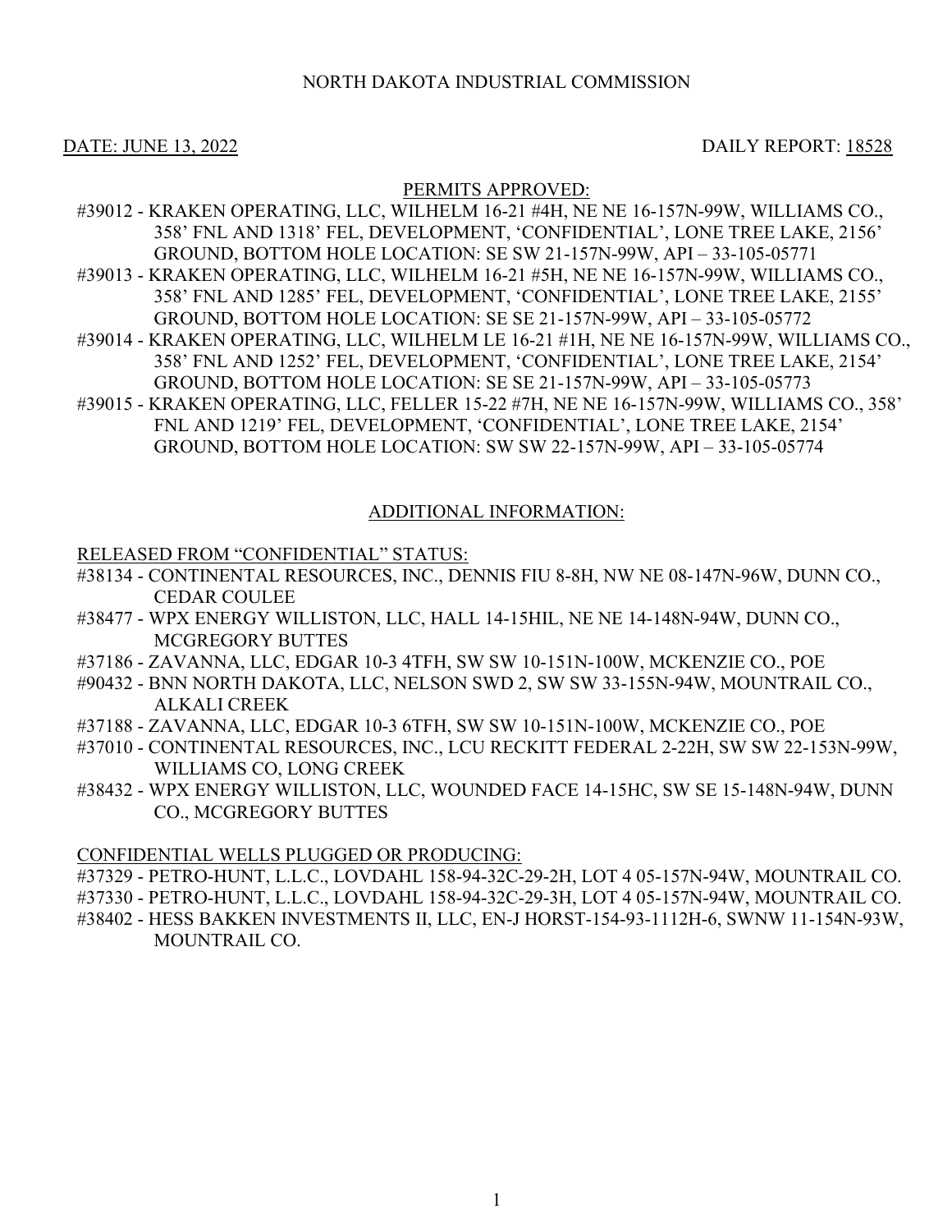NORTH DAKOTA INDUSTRIAL COMMISSION

DATE: JUNE 13, 2022 DAILY REPORT: 18528

PERMITS APPROVED:

#39012 - KRAKEN OPERATING, LLC, WILHELM 16-21 #4H, NE NE 16-157N-99W, WILLIAMS CO., 358' FNL AND 1318' FEL, DEVELOPMENT, 'CONFIDENTIAL', LONE TREE LAKE, 2156' GROUND, BOTTOM HOLE LOCATION: SE SW 21-157N-99W, API – 33-105-05771

#39013 - KRAKEN OPERATING, LLC, WILHELM 16-21 #5H, NE NE 16-157N-99W, WILLIAMS CO., 358' FNL AND 1285' FEL, DEVELOPMENT, 'CONFIDENTIAL', LONE TREE LAKE, 2155' GROUND, BOTTOM HOLE LOCATION: SE SE 21-157N-99W, API – 33-105-05772

#39014 - KRAKEN OPERATING, LLC, WILHELM LE 16-21 #1H, NE NE 16-157N-99W, WILLIAMS CO., 358' FNL AND 1252' FEL, DEVELOPMENT, 'CONFIDENTIAL', LONE TREE LAKE, 2154' GROUND, BOTTOM HOLE LOCATION: SE SE 21-157N-99W, API – 33-105-05773

#39015 - KRAKEN OPERATING, LLC, FELLER 15-22 #7H, NE NE 16-157N-99W, WILLIAMS CO., 358' FNL AND 1219' FEL, DEVELOPMENT, 'CONFIDENTIAL', LONE TREE LAKE, 2154' GROUND, BOTTOM HOLE LOCATION: SW SW 22-157N-99W, API – 33-105-05774

ADDITIONAL INFORMATION:

RELEASED FROM "CONFIDENTIAL" STATUS:

#38134 - CONTINENTAL RESOURCES, INC., DENNIS FIU 8-8H, NW NE 08-147N-96W, DUNN CO., CEDAR COULEE

#38477 - WPX ENERGY WILLISTON, LLC, HALL 14-15HIL, NE NE 14-148N-94W, DUNN CO., MCGREGORY BUTTES

#37186 - ZAVANNA, LLC, EDGAR 10-3 4TFH, SW SW 10-151N-100W, MCKENZIE CO., POE

#90432 - BNN NORTH DAKOTA, LLC, NELSON SWD 2, SW SW 33-155N-94W, MOUNTRAIL CO., ALKALI CREEK

#37188 - ZAVANNA, LLC, EDGAR 10-3 6TFH, SW SW 10-151N-100W, MCKENZIE CO., POE

#37010 - CONTINENTAL RESOURCES, INC., LCU RECKITT FEDERAL 2-22H, SW SW 22-153N-99W, WILLIAMS CO, LONG CREEK

#38432 - WPX ENERGY WILLISTON, LLC, WOUNDED FACE 14-15HC, SW SE 15-148N-94W, DUNN CO., MCGREGORY BUTTES

CONFIDENTIAL WELLS PLUGGED OR PRODUCING:

#37329 - PETRO-HUNT, L.L.C., LOVDAHL 158-94-32C-29-2H, LOT 4 05-157N-94W, MOUNTRAIL CO.

#37330 - PETRO-HUNT, L.L.C., LOVDAHL 158-94-32C-29-3H, LOT 4 05-157N-94W, MOUNTRAIL CO.

#38402 - HESS BAKKEN INVESTMENTS II, LLC, EN-J HORST-154-93-1112H-6, SWNW 11-154N-93W, MOUNTRAIL CO.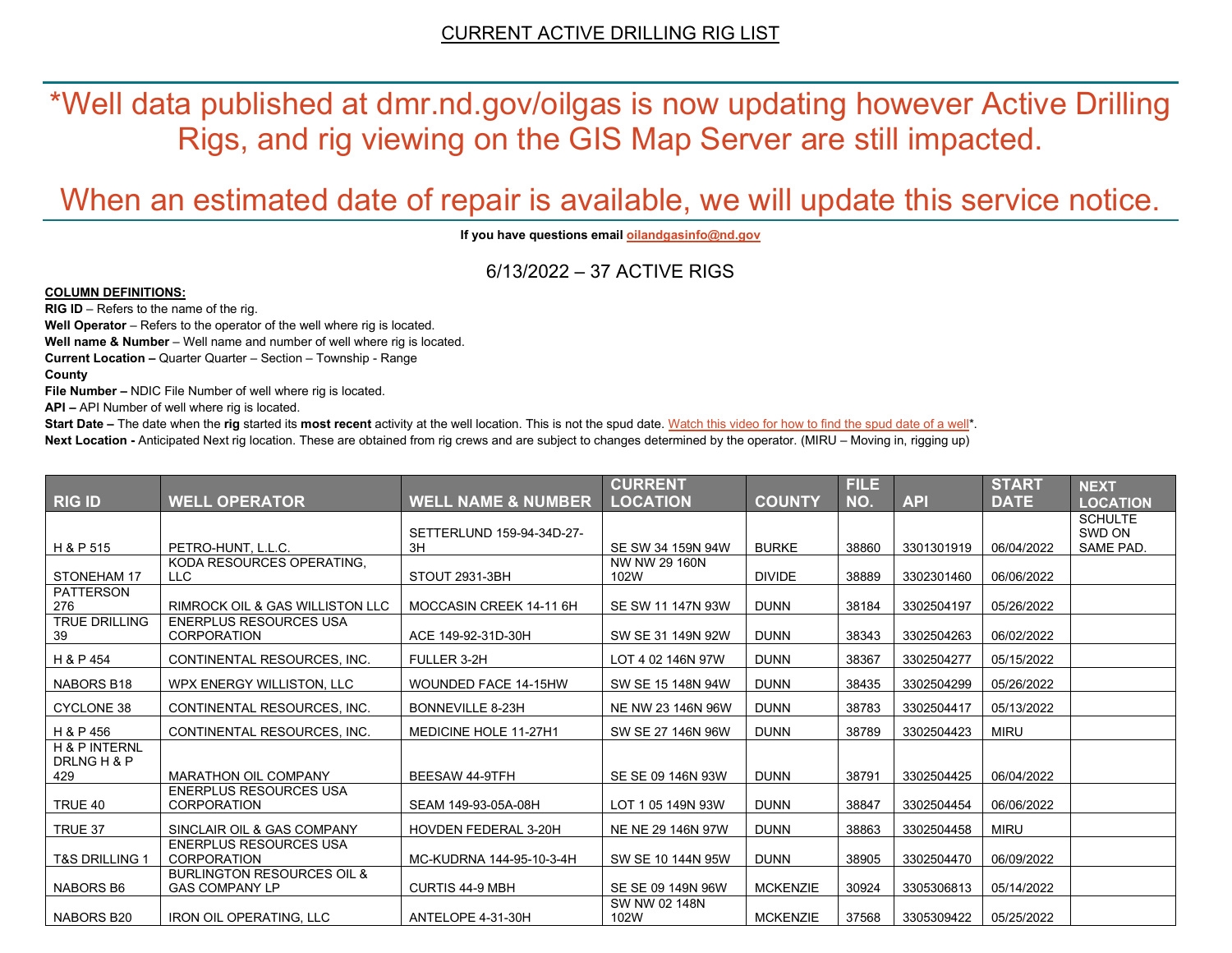CURRENT ACTIVE DRILLING RIG LIST

# *Well data published at dmr.nd.gov/oilgas is now updating however Active Drilling Rigs, and rig viewing on the GIS Map Server are still impacted.

# When an estimated date of repair is available, we will update this service notice.

**If you have questions email oilandgasinfo@nd.gov**

## 6/13/2022 – 37 ACTIVE RIGS

**COLUMN DEFINITIONS:**

**RIG ID** – Refers to the name of the rig.

**Well Operator** – Refers to the operator of the well where rig is located.

**Well name & Number** – Well name and number of well where rig is located.

**Current Location –** Quarter Quarter – Section – Township - Range

**County**

**File Number –** NDIC File Number of well where rig is located.

**API –** API Number of well where rig is located.

**Start Date –** The date when the **rig** started its **most recent** activity at the well location. This is not the spud date. Watch this video for how to find the spud date of a well*.

**Next Location -** Anticipated Next rig location. These are obtained from rig crews and are subject to changes determined by the operator. (MIRU – Moving in, rigging up)

| RIG ID | WELL OPERATOR | WELL NAME & NUMBER | CURRENT LOCATION | COUNTY | FILE NO. | API | START DATE | NEXT LOCATION |
|---|---|---|---|---|---|---|---|---|
| H & P 515 | PETRO-HUNT, L.L.C. | SETTERLUND 159-94-34D-27-3H | SE SW 34 159N 94W | BURKE | 38860 | 3301301919 | 06/04/2022 | SCHULTE SWD ON SAME PAD. |
| STONEHAM 17 | KODA RESOURCES OPERATING, LLC | STOUT 2931-3BH | NW NW 29 160N 102W | DIVIDE | 38889 | 3302301460 | 06/06/2022 | |
| PATTERSON 276 | RIMROCK OIL & GAS WILLISTON LLC | MOCCASIN CREEK 14-11 6H | SE SW 11 147N 93W | DUNN | 38184 | 3302504197 | 05/26/2022 | |
| TRUE DRILLING 39 | ENERPLUS RESOURCES USA CORPORATION | ACE 149-92-31D-30H | SW SE 31 149N 92W | DUNN | 38343 | 3302504263 | 06/02/2022 | |
| H & P 454 | CONTINENTAL RESOURCES, INC. | FULLER 3-2H | LOT 4 02 146N 97W | DUNN | 38367 | 3302504277 | 05/15/2022 | |
| NABORS B18 | WPX ENERGY WILLISTON, LLC | WOUNDED FACE 14-15HW | SW SE 15 148N 94W | DUNN | 38435 | 3302504299 | 05/26/2022 | |
| CYCLONE 38 | CONTINENTAL RESOURCES, INC. | BONNEVILLE 8-23H | NE NW 23 146N 96W | DUNN | 38783 | 3302504417 | 05/13/2022 | |
| H & P 456 | CONTINENTAL RESOURCES, INC. | MEDICINE HOLE 11-27H1 | SW SE 27 146N 96W | DUNN | 38789 | 3302504423 | MIRU | |
| H & P INTERNL DRLNG H & P 429 | MARATHON OIL COMPANY | BEESAW 44-9TFH | SE SE 09 146N 93W | DUNN | 38791 | 3302504425 | 06/04/2022 | |
| TRUE 40 | ENERPLUS RESOURCES USA CORPORATION | SEAM 149-93-05A-08H | LOT 1 05 149N 93W | DUNN | 38847 | 3302504454 | 06/06/2022 | |
| TRUE 37 | SINCLAIR OIL & GAS COMPANY | HOVDEN FEDERAL 3-20H | NE NE 29 146N 97W | DUNN | 38863 | 3302504458 | MIRU | |
| T&S DRILLING 1 | ENERPLUS RESOURCES USA CORPORATION | MC-KUDRNA 144-95-10-3-4H | SW SE 10 144N 95W | DUNN | 38905 | 3302504470 | 06/09/2022 | |
| NABORS B6 | BURLINGTON RESOURCES OIL & GAS COMPANY LP | CURTIS 44-9 MBH | SE SE 09 149N 96W | MCKENZIE | 30924 | 3305306813 | 05/14/2022 | |
| NABORS B20 | IRON OIL OPERATING, LLC | ANTELOPE 4-31-30H | SW NW 02 148N 102W | MCKENZIE | 37568 | 3305309422 | 05/25/2022 | |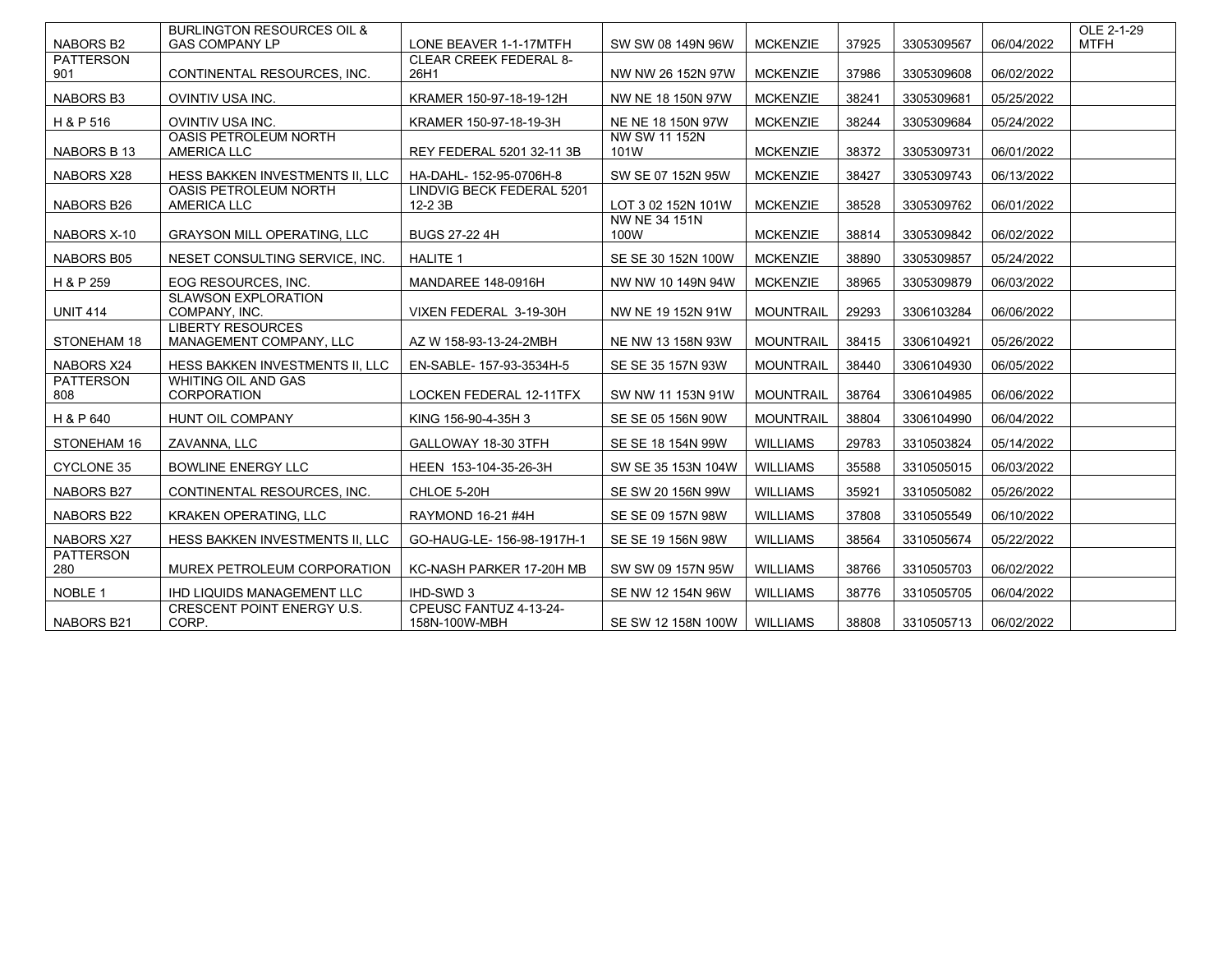| | | | | | | | | |
|---|---|---|---|---|---|---|---|---|
| NABORS B2 | BURLINGTON RESOURCES OIL & GAS COMPANY LP | LONE BEAVER 1-1-17MTFH | SW SW 08 149N 96W | MCKENZIE | 37925 | 3305309567 | 06/04/2022 | OLE 2-1-29 MTFH |
| PATTERSON 901 | CONTINENTAL RESOURCES, INC. | CLEAR CREEK FEDERAL 8-26H1 | NW NW 26 152N 97W | MCKENZIE | 37986 | 3305309608 | 06/02/2022 | |
| NABORS B3 | OVINTIV USA INC. | KRAMER 150-97-18-19-12H | NW NE 18 150N 97W | MCKENZIE | 38241 | 3305309681 | 05/25/2022 | |
| H & P 516 | OVINTIV USA INC. | KRAMER 150-97-18-19-3H | NE NE 18 150N 97W | MCKENZIE | 38244 | 3305309684 | 05/24/2022 | |
| NABORS B 13 | OASIS PETROLEUM NORTH AMERICA LLC | REY FEDERAL 5201 32-11 3B | NW SW 11 152N 101W | MCKENZIE | 38372 | 3305309731 | 06/01/2022 | |
| NABORS X28 | HESS BAKKEN INVESTMENTS II, LLC | HA-DAHL- 152-95-0706H-8 | SW SE 07 152N 95W | MCKENZIE | 38427 | 3305309743 | 06/13/2022 | |
| NABORS B26 | OASIS PETROLEUM NORTH AMERICA LLC | LINDVIG BECK FEDERAL 5201 12-2 3B | LOT 3 02 152N 101W | MCKENZIE | 38528 | 3305309762 | 06/01/2022 | |
| NABORS X-10 | GRAYSON MILL OPERATING, LLC | BUGS 27-22 4H | NW NE 34 151N 100W | MCKENZIE | 38814 | 3305309842 | 06/02/2022 | |
| NABORS B05 | NESET CONSULTING SERVICE, INC. | HALITE 1 | SE SE 30 152N 100W | MCKENZIE | 38890 | 3305309857 | 05/24/2022 | |
| H & P 259 | EOG RESOURCES, INC. | MANDAREE 148-0916H | NW NW 10 149N 94W | MCKENZIE | 38965 | 3305309879 | 06/03/2022 | |
| UNIT 414 | SLAWSON EXPLORATION COMPANY, INC. | VIXEN FEDERAL 3-19-30H | NW NE 19 152N 91W | MOUNTRAIL | 29293 | 3306103284 | 06/06/2022 | |
| STONEHAM 18 | LIBERTY RESOURCES MANAGEMENT COMPANY, LLC | AZ W 158-93-13-24-2MBH | NE NW 13 158N 93W | MOUNTRAIL | 38415 | 3306104921 | 05/26/2022 | |
| NABORS X24 | HESS BAKKEN INVESTMENTS II, LLC | EN-SABLE- 157-93-3534H-5 | SE SE 35 157N 93W | MOUNTRAIL | 38440 | 3306104930 | 06/05/2022 | |
| PATTERSON 808 | WHITING OIL AND GAS CORPORATION | LOCKEN FEDERAL 12-11TFX | SW NW 11 153N 91W | MOUNTRAIL | 38764 | 3306104985 | 06/06/2022 | |
| H & P 640 | HUNT OIL COMPANY | KING 156-90-4-35H 3 | SE SE 05 156N 90W | MOUNTRAIL | 38804 | 3306104990 | 06/04/2022 | |
| STONEHAM 16 | ZAVANNA, LLC | GALLOWAY 18-30 3TFH | SE SE 18 154N 99W | WILLIAMS | 29783 | 3310503824 | 05/14/2022 | |
| CYCLONE 35 | BOWLINE ENERGY LLC | HEEN 153-104-35-26-3H | SW SE 35 153N 104W | WILLIAMS | 35588 | 3310505015 | 06/03/2022 | |
| NABORS B27 | CONTINENTAL RESOURCES, INC. | CHLOE 5-20H | SE SW 20 156N 99W | WILLIAMS | 35921 | 3310505082 | 05/26/2022 | |
| NABORS B22 | KRAKEN OPERATING, LLC | RAYMOND 16-21 #4H | SE SE 09 157N 98W | WILLIAMS | 37808 | 3310505549 | 06/10/2022 | |
| NABORS X27 | HESS BAKKEN INVESTMENTS II, LLC | GO-HAUG-LE- 156-98-1917H-1 | SE SE 19 156N 98W | WILLIAMS | 38564 | 3310505674 | 05/22/2022 | |
| PATTERSON 280 | MUREX PETROLEUM CORPORATION | KC-NASH PARKER 17-20H MB | SW SW 09 157N 95W | WILLIAMS | 38766 | 3310505703 | 06/02/2022 | |
| NOBLE 1 | IHD LIQUIDS MANAGEMENT LLC | IHD-SWD 3 | SE NW 12 154N 96W | WILLIAMS | 38776 | 3310505705 | 06/04/2022 | |
| NABORS B21 | CRESCENT POINT ENERGY U.S. CORP. | CPEUSC FANTUZ 4-13-24-158N-100W-MBH | SE SW 12 158N 100W | WILLIAMS | 38808 | 3310505713 | 06/02/2022 | |